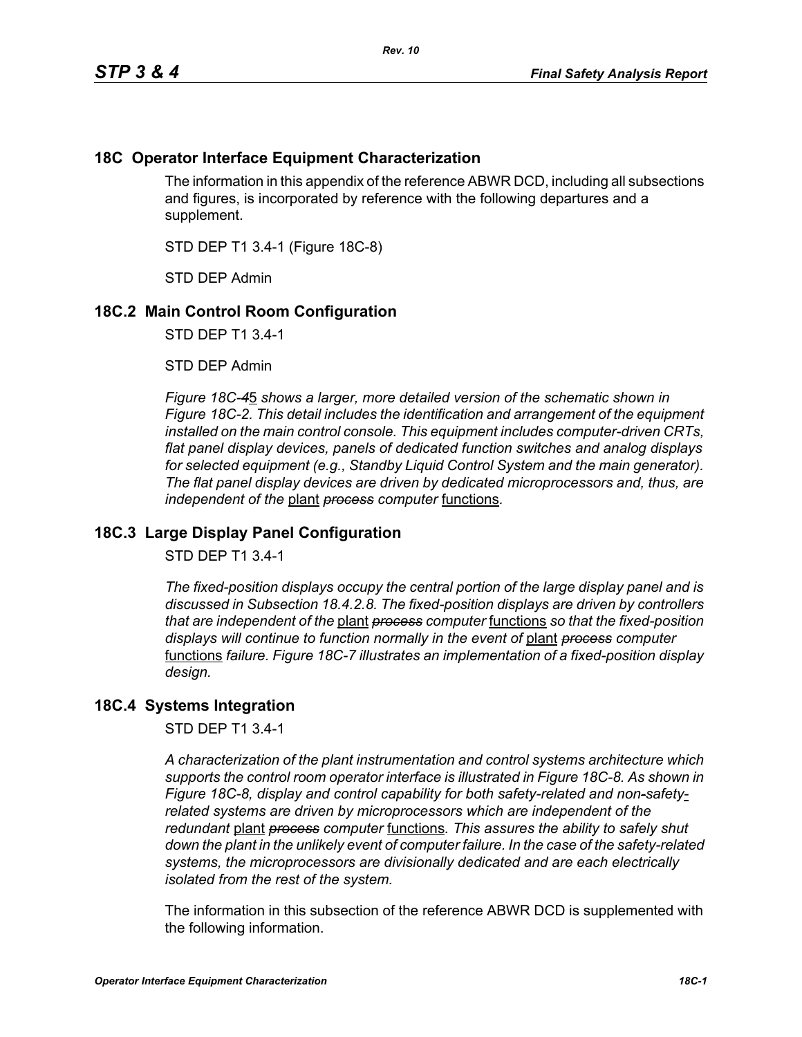## 18C Operator Interface Equipment Characterization

The information in this appendix of the reference ABWR DCD, including all subsections and figures, is incorporated by reference with the following departures and a supplement.

STD DEP T1 3.4-1 (Figure 18C-8)

STD DEP Admin

## 18C.2 Main Control Room Configuration

STD DEP T1 3.4-1

STD DEP Admin

*Figure 18C-~~4~~*5 *shows a larger, more detailed version of the schematic shown in Figure 18C-2. This detail includes the identification and arrangement of the equipment installed on the main control console. This equipment includes computer-driven CRTs, flat panel display devices, panels of dedicated function switches and analog displays for selected equipment (e.g., Standby Liquid Control System and the main generator). The flat panel display devices are driven by dedicated microprocessors and, thus, are independent of the* plant ~~*process*~~ *computer* functions*.*

## 18C.3 Large Display Panel Configuration

STD DEP T1 3.4-1

*The fixed-position displays occupy the central portion of the large display panel and is discussed in Subsection 18.4.2.8. The fixed-position displays are driven by controllers that are independent of the* plant ~~*process*~~ *computer* functions *so that the fixed-position displays will continue to function normally in the event of* plant ~~*process*~~ *computer* functions *failure. Figure 18C-7 illustrates an implementation of a fixed-position display design.*

## 18C.4 Systems Integration

STD DEP T1 3.4-1

*A characterization of the plant instrumentation and control systems architecture which supports the control room operator interface is illustrated in Figure 18C-8. As shown in Figure 18C-8, display and control capability for both safety-related and non-safety-related systems are driven by microprocessors which are independent of the redundant* plant ~~*process*~~ *computer* functions*. This assures the ability to safely shut down the plant in the unlikely event of computer failure. In the case of the safety-related systems, the microprocessors are divisionally dedicated and are each electrically isolated from the rest of the system.*

The information in this subsection of the reference ABWR DCD is supplemented with the following information.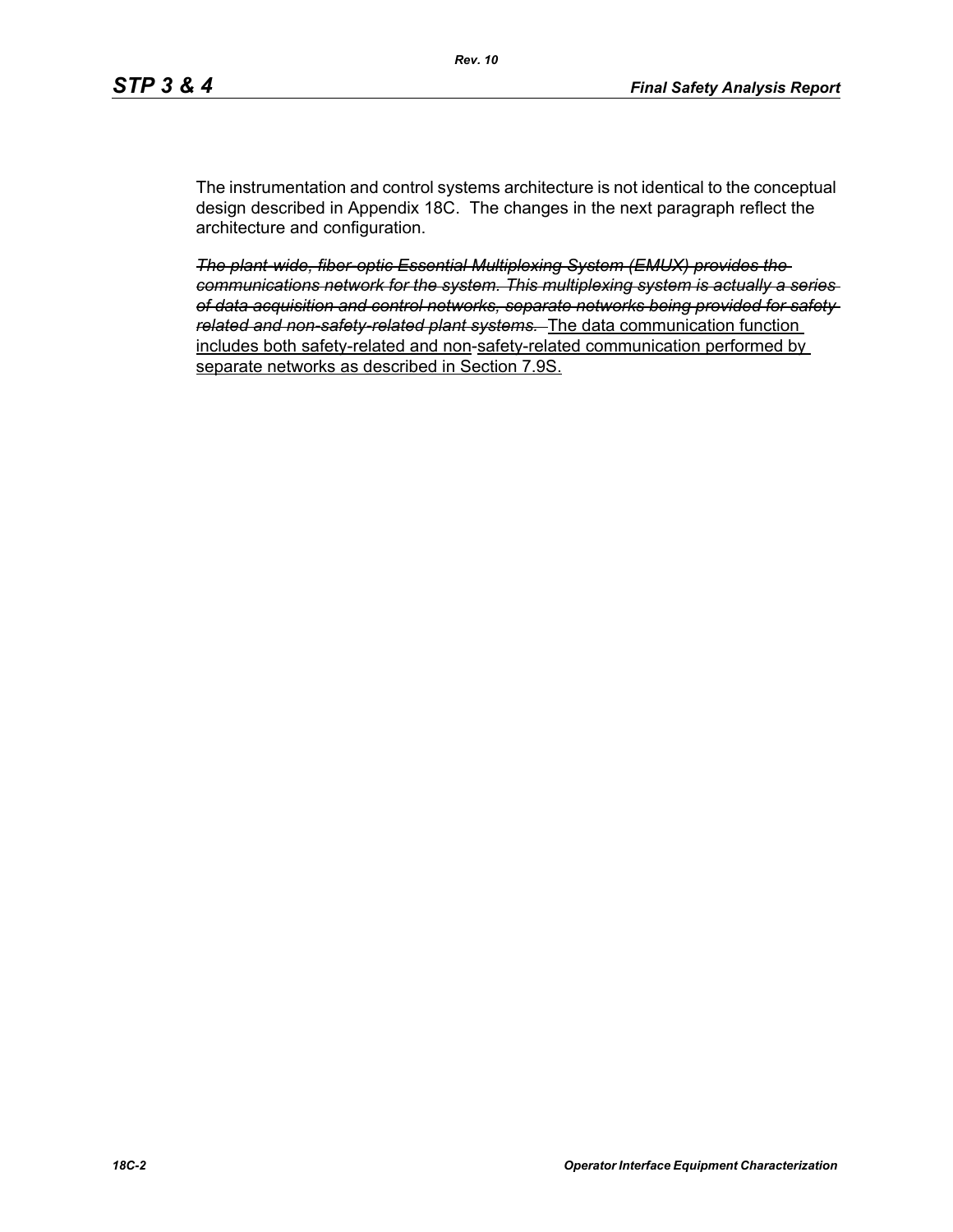The instrumentation and control systems architecture is not identical to the conceptual design described in Appendix 18C. The changes in the next paragraph reflect the architecture and configuration.

~~*The plant-wide, fiber-optic Essential Multiplexing System (EMUX) provides the communications network for the system. This multiplexing system is actually a series of data acquisition and control networks, separate networks being provided for safety-related and non-safety-related plant systems.*~~ <u>The data communication function includes both safety-related and non-safety-related communication performed by separate networks as described in Section 7.9S.</u>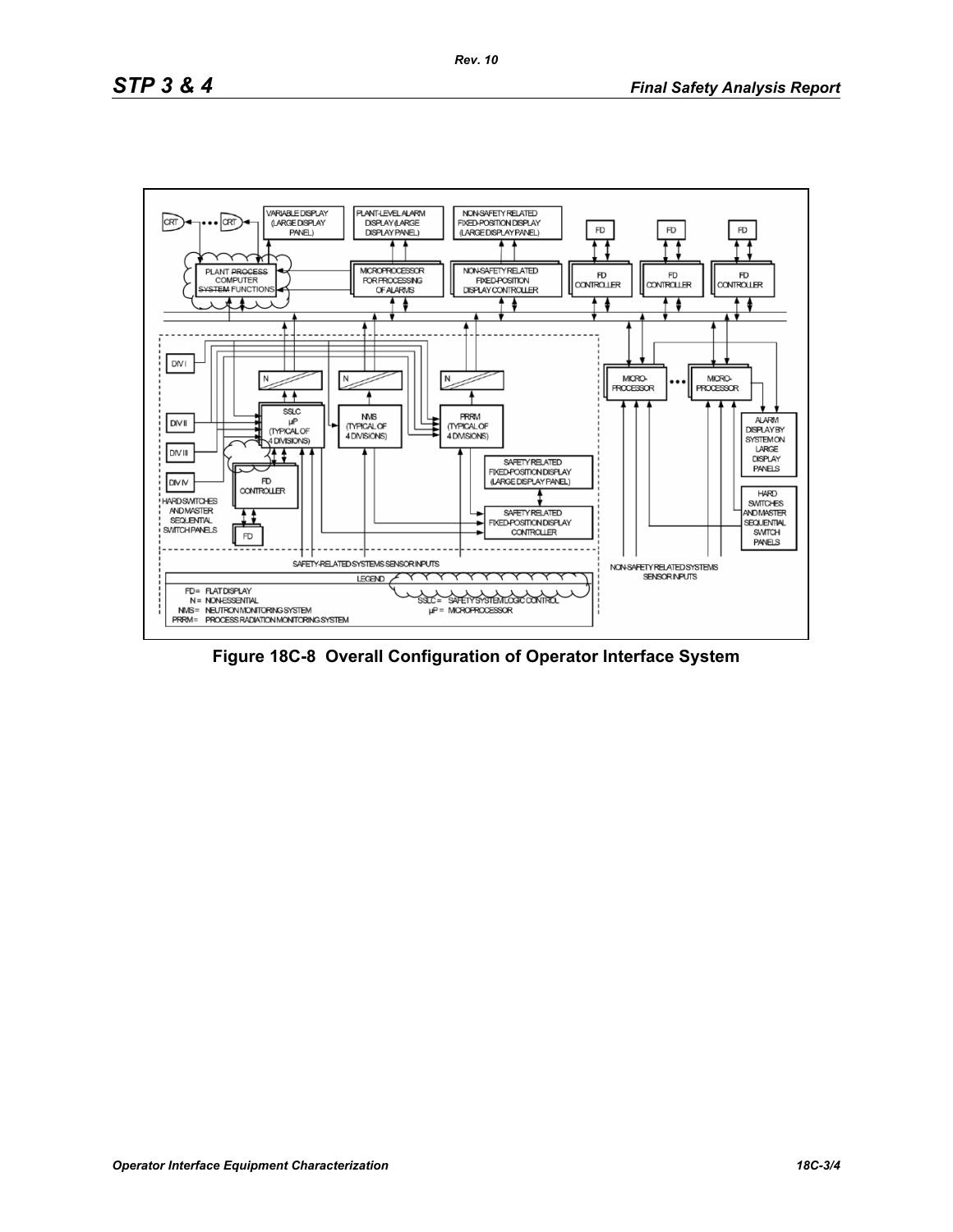CRT
CRT
VARIABLE DISPLAY (LARGE DISPLAY PANEL)
PLANT-LEVEL ALARM DISPLAY (LARGE DISPLAY PANEL)
NON-SAFETY RELATED FIXED-POSITION DISPLAY (LARGE DISPLAY PANEL)
FD
FD
FD
PLANT PROCESS COMPUTER SYSTEM FUNCTIONS
MICROPROCESSOR FOR PROCESSING OF ALARMS
NON-SAFETY RELATED FIXED-POSITION DISPLAY CONTROLLER
FD CONTROLLER
FD CONTROLLER
FD CONTROLLER
DIV I
N
N
N
SSLC µP (TYPICAL OF 4 DIVISIONS)
NMS (TYPICAL OF 4 DIVISIONS)
PRRM (TYPICAL OF 4 DIVISIONS)
MICRO-PROCESSOR
MICRO-PROCESSOR
DIV II
DIV III
DIV IV
FD CONTROLLER
ALARM DISPLAY BY SYSTEM ON LARGE DISPLAY PANELS
SAFETY RELATED FIXED-POSITION DISPLAY (LARGE DISPLAY PANEL)
HARD SWITCHES AND MASTER SEQUENTIAL SWITCH PANELS
HARD SWITCHES AND MASTER SEQUENTIAL SWITCH PANELS
SAFETY RELATED FIXED-POSITION DISPLAY CONTROLLER
FD
SAFETY-RELATED SYSTEMS SENSOR INPUTS
NON-SAFETY RELATED SYSTEMS SENSOR INPUTS
LEGEND
FD = FLAT DISPLAY
N = NON-ESSENTIAL
NMS = NEUTRON MONITORING SYSTEM
PRRM = PROCESS RADIATION MONITORING SYSTEM
SSLC = SAFETY SYSTEM LOGIC CONTROL
µP = MICROPROCESSOR

**Figure 18C-8 Overall Configuration of Operator Interface System**